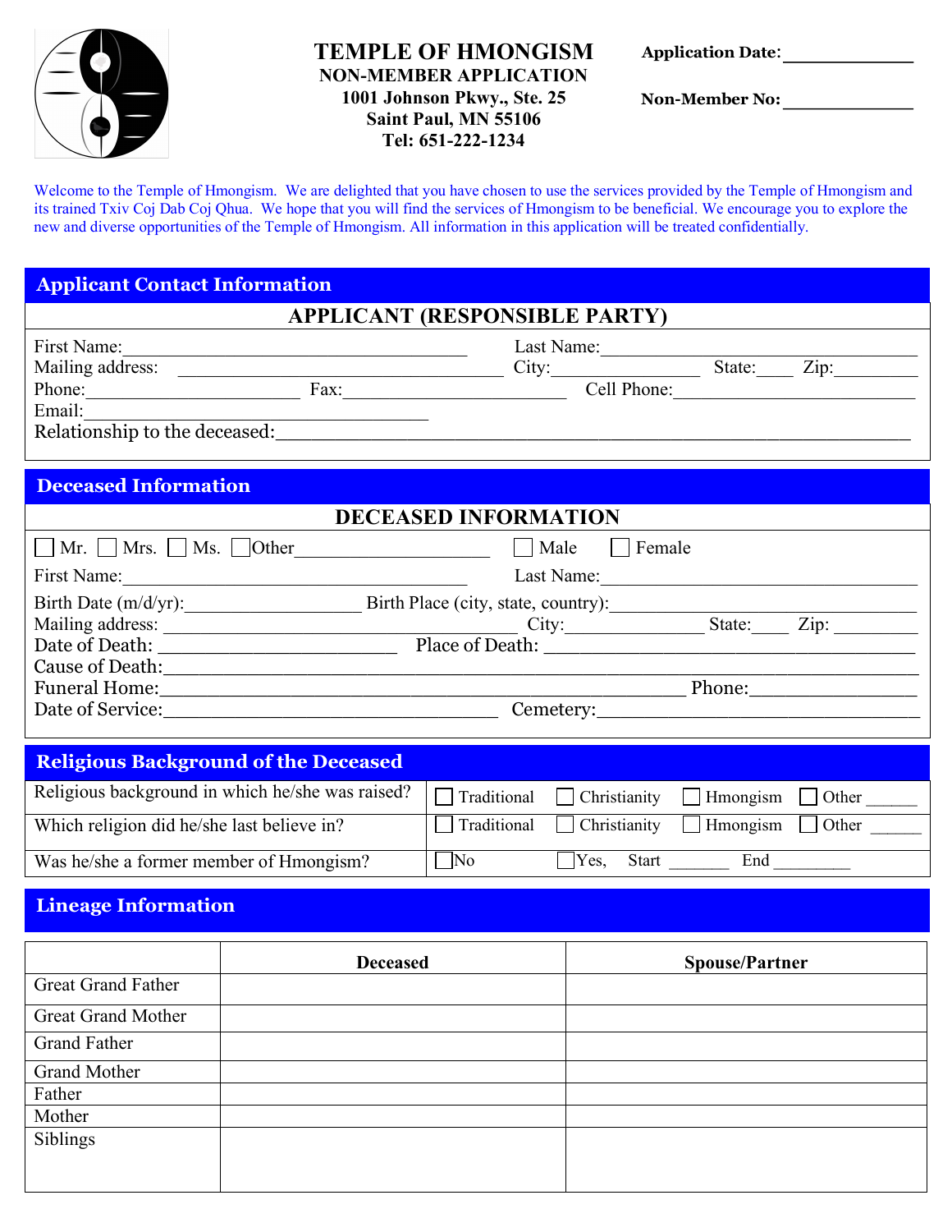# TEMPLE OF HMONGISM

**NON-MEMBER APPLICATION**
**1001 Johnson Pkwy., Ste. 25**
**Saint Paul, MN 55106**
**Tel: 651-222-1234**

**Application Date:** ______________

**Non-Member No:** ______________

Welcome to the Temple of Hmongism. We are delighted that you have chosen to use the services provided by the Temple of Hmongism and its trained Txiv Coj Dab Coj Qhua. We hope that you will find the services of Hmongism to be beneficial. We encourage you to explore the new and diverse opportunities of the Temple of Hmongism. All information in this application will be treated confidentially.

## Applicant Contact Information

### APPLICANT (RESPONSIBLE PARTY)

First Name:______________________________ Last Name:______________________________

Mailing address: ______________________________ City:______________ State:____ Zip:________

Phone:____________________ Fax:____________________ Cell Phone:____________________

Email:______________________________

Relationship to the deceased:________________________________________________________

## Deceased Information

### DECEASED INFORMATION

☐ Mr. ☐ Mrs. ☐ Ms. ☐ Other____________________ ☐ Male ☐ Female

First Name:______________________________ Last Name:______________________________

Birth Date (m/d/yr):________________ Birth Place (city, state, country):______________________________

Mailing address: ______________________________ City:______________ State:____ Zip: ________

Date of Death: ____________________ Place of Death: ______________________________

Cause of Death:________________________________________________________

Funeral Home:____________________________________________ Phone:______________

Date of Service:______________________________ Cemetery:______________________________

## Religious Background of the Deceased

| | |
|---|---|
| Religious background in which he/she was raised? | ☐ Traditional ☐ Christianity ☐ Hmongism ☐ Other ______ |
| Which religion did he/she last believe in? | ☐ Traditional ☐ Christianity ☐ Hmongism ☐ Other ______ |
| Was he/she a former member of Hmongism? | ☐ No ☐ Yes, Start _______ End _________ |

## Lineage Information

| | Deceased | Spouse/Partner |
|---|---|---|
| Great Grand Father | | |
| Great Grand Mother | | |
| Grand Father | | |
| Grand Mother | | |
| Father | | |
| Mother | | |
| Siblings | | |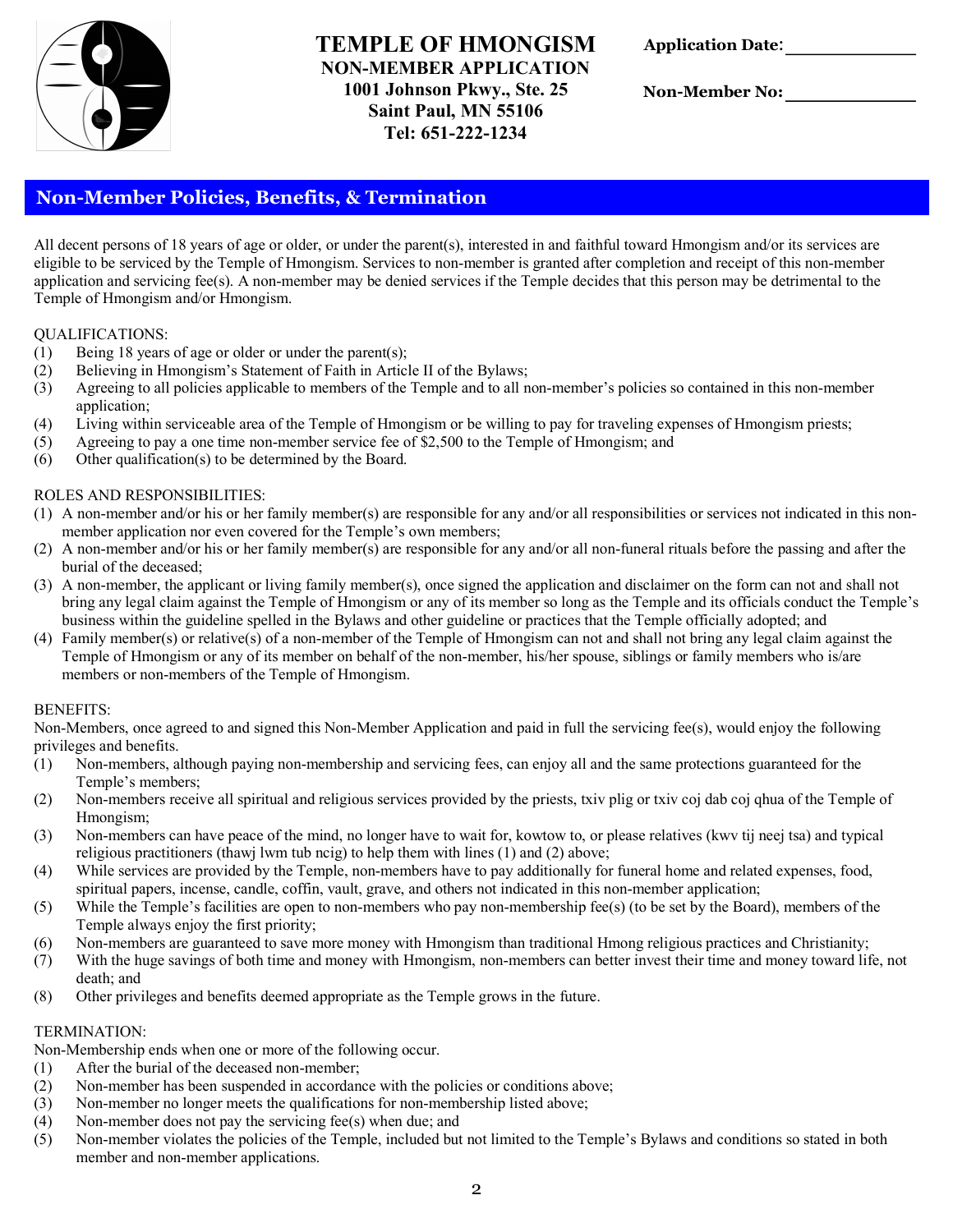# TEMPLE OF HMONGISM

**NON-MEMBER APPLICATION**
**1001 Johnson Pkwy., Ste. 25**
**Saint Paul, MN 55106**
**Tel: 651-222-1234**

**Application Date:** ______________

**Non-Member No:** ______________

## Non-Member Policies, Benefits, & Termination

All decent persons of 18 years of age or older, or under the parent(s), interested in and faithful toward Hmongism and/or its services are eligible to be serviced by the Temple of Hmongism. Services to non-member is granted after completion and receipt of this non-member application and servicing fee(s). A non-member may be denied services if the Temple decides that this person may be detrimental to the Temple of Hmongism and/or Hmongism.

QUALIFICATIONS:

(1) Being 18 years of age or older or under the parent(s);
(2) Believing in Hmongism's Statement of Faith in Article II of the Bylaws;
(3) Agreeing to all policies applicable to members of the Temple and to all non-member's policies so contained in this non-member application;
(4) Living within serviceable area of the Temple of Hmongism or be willing to pay for traveling expenses of Hmongism priests;
(5) Agreeing to pay a one time non-member service fee of $2,500 to the Temple of Hmongism; and
(6) Other qualification(s) to be determined by the Board.

ROLES AND RESPONSIBILITIES:

(1) A non-member and/or his or her family member(s) are responsible for any and/or all responsibilities or services not indicated in this non-member application nor even covered for the Temple's own members;
(2) A non-member and/or his or her family member(s) are responsible for any and/or all non-funeral rituals before the passing and after the burial of the deceased;
(3) A non-member, the applicant or living family member(s), once signed the application and disclaimer on the form can not and shall not bring any legal claim against the Temple of Hmongism or any of its member so long as the Temple and its officials conduct the Temple's business within the guideline spelled in the Bylaws and other guideline or practices that the Temple officially adopted; and
(4) Family member(s) or relative(s) of a non-member of the Temple of Hmongism can not and shall not bring any legal claim against the Temple of Hmongism or any of its member on behalf of the non-member, his/her spouse, siblings or family members who is/are members or non-members of the Temple of Hmongism.

BENEFITS:

Non-Members, once agreed to and signed this Non-Member Application and paid in full the servicing fee(s), would enjoy the following privileges and benefits.

(1) Non-members, although paying non-membership and servicing fees, can enjoy all and the same protections guaranteed for the Temple's members;
(2) Non-members receive all spiritual and religious services provided by the priests, txiv plig or txiv coj dab coj qhua of the Temple of Hmongism;
(3) Non-members can have peace of the mind, no longer have to wait for, kowtow to, or please relatives (kwv tij neej tsa) and typical religious practitioners (thawj lwm tub ncig) to help them with lines (1) and (2) above;
(4) While services are provided by the Temple, non-members have to pay additionally for funeral home and related expenses, food, spiritual papers, incense, candle, coffin, vault, grave, and others not indicated in this non-member application;
(5) While the Temple's facilities are open to non-members who pay non-membership fee(s) (to be set by the Board), members of the Temple always enjoy the first priority;
(6) Non-members are guaranteed to save more money with Hmongism than traditional Hmong religious practices and Christianity;
(7) With the huge savings of both time and money with Hmongism, non-members can better invest their time and money toward life, not death; and
(8) Other privileges and benefits deemed appropriate as the Temple grows in the future.

TERMINATION:

Non-Membership ends when one or more of the following occur.

(1) After the burial of the deceased non-member;
(2) Non-member has been suspended in accordance with the policies or conditions above;
(3) Non-member no longer meets the qualifications for non-membership listed above;
(4) Non-member does not pay the servicing fee(s) when due; and
(5) Non-member violates the policies of the Temple, included but not limited to the Temple's Bylaws and conditions so stated in both member and non-member applications.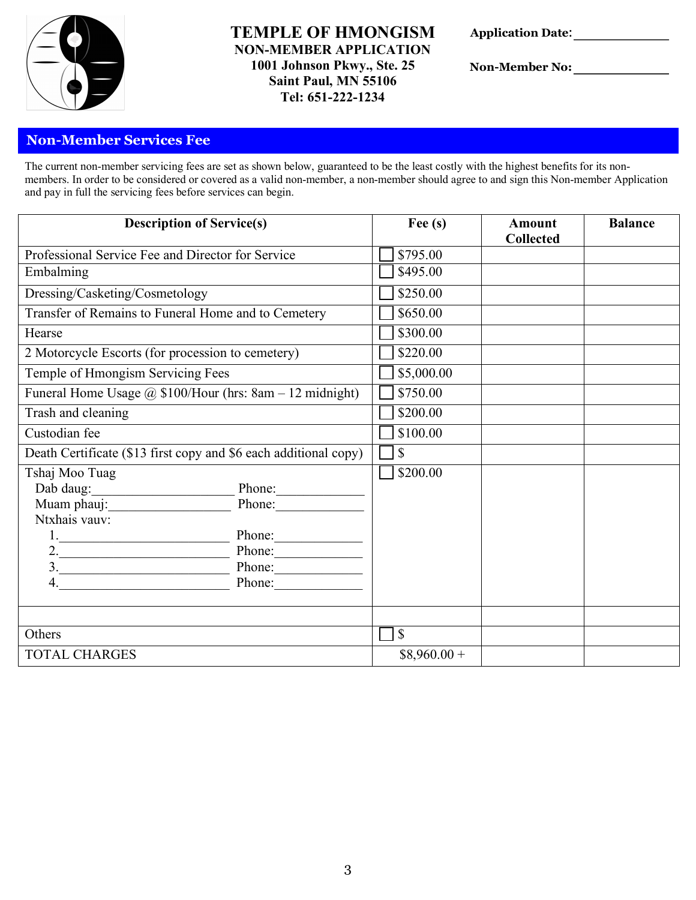# TEMPLE OF HMONGISM

**NON-MEMBER APPLICATION**
**1001 Johnson Pkwy., Ste. 25**
**Saint Paul, MN 55106**
**Tel: 651-222-1234**

**Application Date:** ______________

**Non-Member No:** ______________

## Non-Member Services Fee

The current non-member servicing fees are set as shown below, guaranteed to be the least costly with the highest benefits for its non-members. In order to be considered or covered as a valid non-member, a non-member should agree to and sign this Non-member Application and pay in full the servicing fees before services can begin.

| Description of Service(s) | Fee (s) | Amount Collected | Balance |
|---|---|---|---|
| Professional Service Fee and Director for Service | ☐ $795.00 | | |
| Embalming | ☐ $495.00 | | |
| Dressing/Casketing/Cosmetology | ☐ $250.00 | | |
| Transfer of Remains to Funeral Home and to Cemetery | ☐ $650.00 | | |
| Hearse | ☐ $300.00 | | |
| 2 Motorcycle Escorts (for procession to cemetery) | ☐ $220.00 | | |
| Temple of Hmongism Servicing Fees | ☐ $5,000.00 | | |
| Funeral Home Usage @ $100/Hour (hrs: 8am – 12 midnight) | ☐ $750.00 | | |
| Trash and cleaning | ☐ $200.00 | | |
| Custodian fee | ☐ $100.00 | | |
| Death Certificate ($13 first copy and $6 each additional copy) | ☐ $ | | |
| Tshaj Moo Tuag<br>Dab daug:____________________ Phone:____________<br>Muam phauj:__________________ Phone:____________<br>Ntxhais vauv:<br>1.________________________ Phone:____________<br>2.________________________ Phone:____________<br>3.________________________ Phone:____________<br>4.________________________ Phone:____________ | ☐ $200.00 | | |
| | | | |
| Others | ☐ $ | | |
| TOTAL CHARGES | $8,960.00 + | | |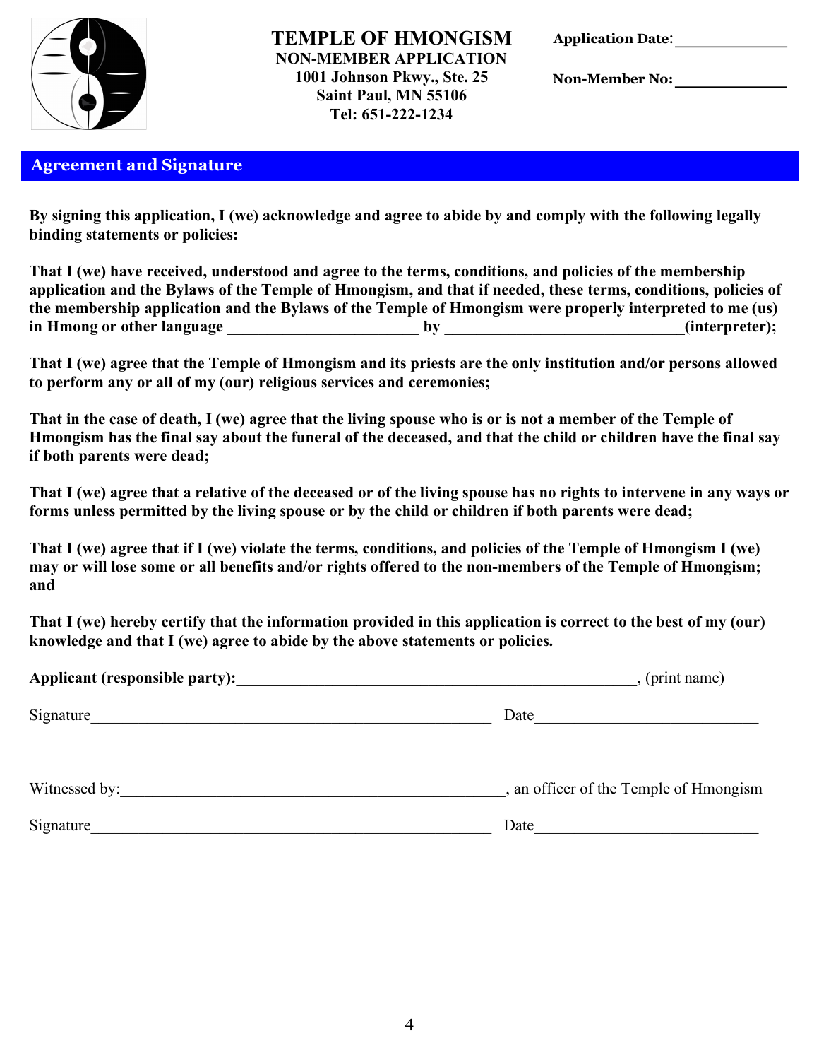# TEMPLE OF HMONGISM

**NON-MEMBER APPLICATION**
**1001 Johnson Pkwy., Ste. 25**
**Saint Paul, MN 55106**
**Tel: 651-222-1234**

**Application Date:**______________

**Non-Member No:**______________

## Agreement and Signature

**By signing this application, I (we) acknowledge and agree to abide by and comply with the following legally binding statements or policies:**

**That I (we) have received, understood and agree to the terms, conditions, and policies of the membership application and the Bylaws of the Temple of Hmongism, and that if needed, these terms, conditions, policies of the membership application and the Bylaws of the Temple of Hmongism were properly interpreted to me (us) in Hmong or other language ________________________ by ______________________________(interpreter);**

**That I (we) agree that the Temple of Hmongism and its priests are the only institution and/or persons allowed to perform any or all of my (our) religious services and ceremonies;**

**That in the case of death, I (we) agree that the living spouse who is or is not a member of the Temple of Hmongism has the final say about the funeral of the deceased, and that the child or children have the final say if both parents were dead;**

**That I (we) agree that a relative of the deceased or of the living spouse has no rights to intervene in any ways or forms unless permitted by the living spouse or by the child or children if both parents were dead;**

**That I (we) agree that if I (we) violate the terms, conditions, and policies of the Temple of Hmongism I (we) may or will lose some or all benefits and/or rights offered to the non-members of the Temple of Hmongism; and**

**That I (we) hereby certify that the information provided in this application is correct to the best of my (our) knowledge and that I (we) agree to abide by the above statements or policies.**

**Applicant (responsible party):**____________________________________________________, (print name)

Signature____________________________________________________ Date____________________________

Witnessed by:_________________________________________________, an officer of the Temple of Hmongism

Signature____________________________________________________ Date____________________________